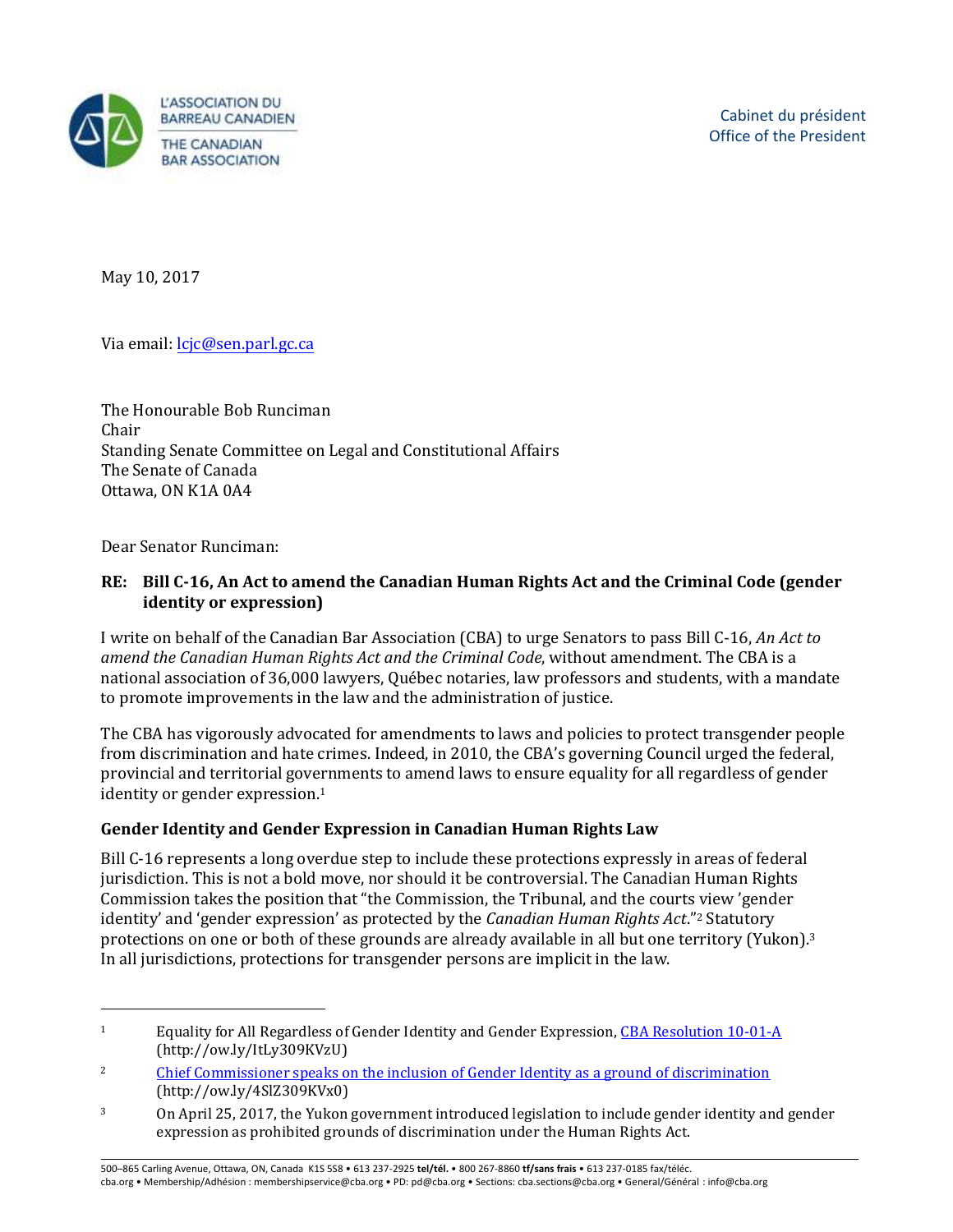L'ASSOCIATION DU BARREAU CANADIEN
THE CANADIAN BAR ASSOCIATION

Cabinet du président
Office of the President

May 10, 2017

Via email: lcjc@sen.parl.gc.ca

The Honourable Bob Runciman
Chair
Standing Senate Committee on Legal and Constitutional Affairs
The Senate of Canada
Ottawa, ON K1A 0A4

Dear Senator Runciman:

**RE: Bill C-16, An Act to amend the Canadian Human Rights Act and the Criminal Code (gender identity or expression)**

I write on behalf of the Canadian Bar Association (CBA) to urge Senators to pass Bill C-16, *An Act to amend the Canadian Human Rights Act and the Criminal Code*, without amendment. The CBA is a national association of 36,000 lawyers, Québec notaries, law professors and students, with a mandate to promote improvements in the law and the administration of justice.

The CBA has vigorously advocated for amendments to laws and policies to protect transgender people from discrimination and hate crimes. Indeed, in 2010, the CBA's governing Council urged the federal, provincial and territorial governments to amend laws to ensure equality for all regardless of gender identity or gender expression.[1]

### Gender Identity and Gender Expression in Canadian Human Rights Law

Bill C-16 represents a long overdue step to include these protections expressly in areas of federal jurisdiction. This is not a bold move, nor should it be controversial. The Canadian Human Rights Commission takes the position that "the Commission, the Tribunal, and the courts view 'gender identity' and 'gender expression' as protected by the *Canadian Human Rights Act*."[2] Statutory protections on one or both of these grounds are already available in all but one territory (Yukon).[3] In all jurisdictions, protections for transgender persons are implicit in the law.

---

[1] Equality for All Regardless of Gender Identity and Gender Expression, CBA Resolution 10-01-A (http://ow.ly/ItLy309KVzU)

[2] Chief Commissioner speaks on the inclusion of Gender Identity as a ground of discrimination (http://ow.ly/4SlZ309KVx0)

[3] On April 25, 2017, the Yukon government introduced legislation to include gender identity and gender expression as prohibited grounds of discrimination under the Human Rights Act.

500–865 Carling Avenue, Ottawa, ON, Canada K1S 5S8 • 613 237-2925 **tel/tél.** • 800 267-8860 **tf/sans frais** • 613 237-0185 fax/téléc.
cba.org • Membership/Adhésion : membershipservice@cba.org • PD: pd@cba.org • Sections: cba.sections@cba.org • General/Général : info@cba.org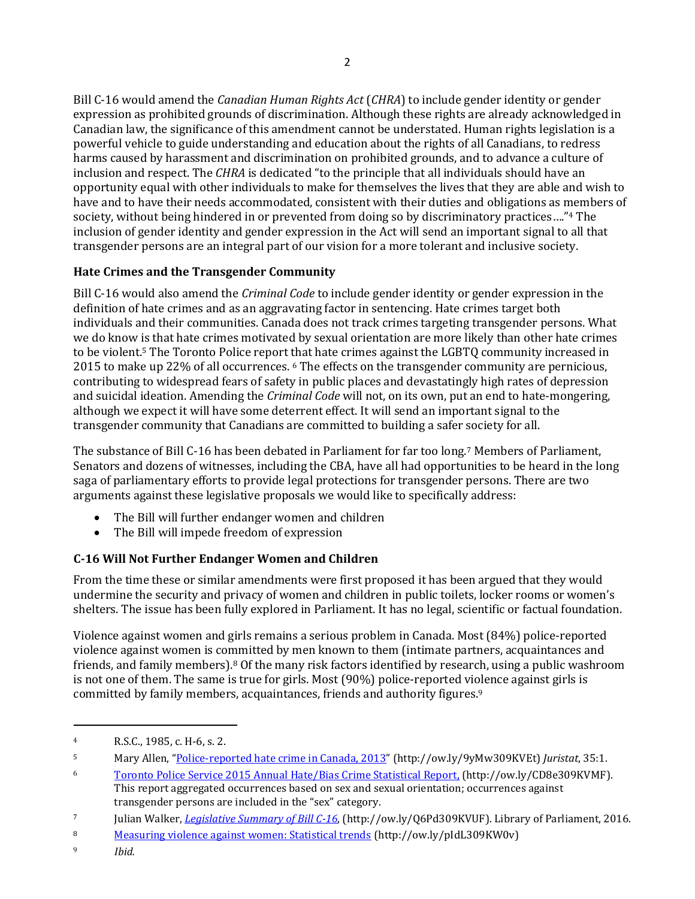Bill C-16 would amend the *Canadian Human Rights Act* (*CHRA*) to include gender identity or gender expression as prohibited grounds of discrimination. Although these rights are already acknowledged in Canadian law, the significance of this amendment cannot be understated. Human rights legislation is a powerful vehicle to guide understanding and education about the rights of all Canadians, to redress harms caused by harassment and discrimination on prohibited grounds, and to advance a culture of inclusion and respect. The *CHRA* is dedicated "to the principle that all individuals should have an opportunity equal with other individuals to make for themselves the lives that they are able and wish to have and to have their needs accommodated, consistent with their duties and obligations as members of society, without being hindered in or prevented from doing so by discriminatory practices …."[4] The inclusion of gender identity and gender expression in the Act will send an important signal to all that transgender persons are an integral part of our vision for a more tolerant and inclusive society.

## Hate Crimes and the Transgender Community

Bill C-16 would also amend the *Criminal Code* to include gender identity or gender expression in the definition of hate crimes and as an aggravating factor in sentencing. Hate crimes target both individuals and their communities. Canada does not track crimes targeting transgender persons. What we do know is that hate crimes motivated by sexual orientation are more likely than other hate crimes to be violent.[5] The Toronto Police report that hate crimes against the LGBTQ community increased in 2015 to make up 22% of all occurrences. [6] The effects on the transgender community are pernicious, contributing to widespread fears of safety in public places and devastatingly high rates of depression and suicidal ideation. Amending the *Criminal Code* will not, on its own, put an end to hate-mongering, although we expect it will have some deterrent effect. It will send an important signal to the transgender community that Canadians are committed to building a safer society for all.

The substance of Bill C-16 has been debated in Parliament for far too long.[7] Members of Parliament, Senators and dozens of witnesses, including the CBA, have all had opportunities to be heard in the long saga of parliamentary efforts to provide legal protections for transgender persons. There are two arguments against these legislative proposals we would like to specifically address:

- The Bill will further endanger women and children
- The Bill will impede freedom of expression

## C-16 Will Not Further Endanger Women and Children

From the time these or similar amendments were first proposed it has been argued that they would undermine the security and privacy of women and children in public toilets, locker rooms or women's shelters. The issue has been fully explored in Parliament. It has no legal, scientific or factual foundation.

Violence against women and girls remains a serious problem in Canada. Most (84%) police-reported violence against women is committed by men known to them (intimate partners, acquaintances and friends, and family members).[8] Of the many risk factors identified by research, using a public washroom is not one of them. The same is true for girls. Most (90%) police-reported violence against girls is committed by family members, acquaintances, friends and authority figures.[9]

---

[4] R.S.C., 1985, c. H-6, s. 2.

[5] Mary Allen, "[Police-reported hate crime in Canada, 2013](http://ow.ly/9yMw309KVEt)" (http://ow.ly/9yMw309KVEt) *Juristat*, 35:1.

[6] [Toronto Police Service 2015 Annual Hate/Bias Crime Statistical Report,](http://ow.ly/CD8e309KVMF) (http://ow.ly/CD8e309KVMF). This report aggregated occurrences based on sex and sexual orientation; occurrences against transgender persons are included in the "sex" category.

[7] Julian Walker, *[Legislative Summary of Bill C-16](http://ow.ly/Q6Pd309KVUF)*, (http://ow.ly/Q6Pd309KVUF). Library of Parliament, 2016.

[8] [Measuring violence against women: Statistical trends](http://ow.ly/pIdL309KW0v) (http://ow.ly/pIdL309KW0v)

[9] *Ibid.*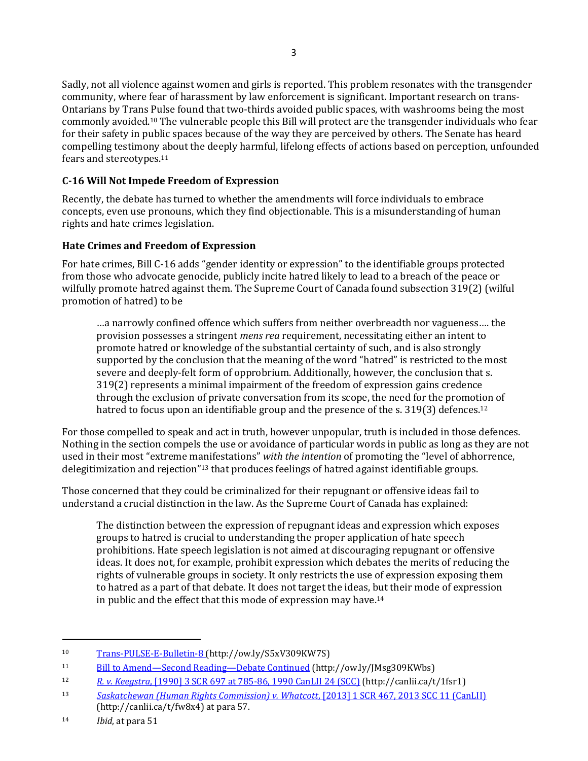Sadly, not all violence against women and girls is reported. This problem resonates with the transgender community, where fear of harassment by law enforcement is significant. Important research on trans-Ontarians by Trans Pulse found that two-thirds avoided public spaces, with washrooms being the most commonly avoided.[10] The vulnerable people this Bill will protect are the transgender individuals who fear for their safety in public spaces because of the way they are perceived by others. The Senate has heard compelling testimony about the deeply harmful, lifelong effects of actions based on perception, unfounded fears and stereotypes.[11]

### C-16 Will Not Impede Freedom of Expression

Recently, the debate has turned to whether the amendments will force individuals to embrace concepts, even use pronouns, which they find objectionable. This is a misunderstanding of human rights and hate crimes legislation.

### Hate Crimes and Freedom of Expression

For hate crimes, Bill C-16 adds "gender identity or expression" to the identifiable groups protected from those who advocate genocide, publicly incite hatred likely to lead to a breach of the peace or wilfully promote hatred against them. The Supreme Court of Canada found subsection 319(2) (wilful promotion of hatred) to be

> …a narrowly confined offence which suffers from neither overbreadth nor vagueness…. the provision possesses a stringent *mens rea* requirement, necessitating either an intent to promote hatred or knowledge of the substantial certainty of such, and is also strongly supported by the conclusion that the meaning of the word "hatred" is restricted to the most severe and deeply-felt form of opprobrium. Additionally, however, the conclusion that s. 319(2) represents a minimal impairment of the freedom of expression gains credence through the exclusion of private conversation from its scope, the need for the promotion of hatred to focus upon an identifiable group and the presence of the s. 319(3) defences.[12]

For those compelled to speak and act in truth, however unpopular, truth is included in those defences. Nothing in the section compels the use or avoidance of particular words in public as long as they are not used in their most "extreme manifestations" *with the intention* of promoting the "level of abhorrence, delegitimization and rejection"[13] that produces feelings of hatred against identifiable groups.

Those concerned that they could be criminalized for their repugnant or offensive ideas fail to understand a crucial distinction in the law. As the Supreme Court of Canada has explained:

> The distinction between the expression of repugnant ideas and expression which exposes groups to hatred is crucial to understanding the proper application of hate speech prohibitions. Hate speech legislation is not aimed at discouraging repugnant or offensive ideas. It does not, for example, prohibit expression which debates the merits of reducing the rights of vulnerable groups in society. It only restricts the use of expression exposing them to hatred as a part of that debate. It does not target the ideas, but their mode of expression in public and the effect that this mode of expression may have.[14]

---

[10] Trans-PULSE-E-Bulletin-8 (http://ow.ly/S5xV309KW7S)

[11] Bill to Amend—Second Reading—Debate Continued (http://ow.ly/JMsg309KWbs)

[12] *R. v. Keegstra*, [1990] 3 SCR 697 at 785-86, 1990 CanLII 24 (SCC) (http://canlii.ca/t/1fsr1)

[13] *Saskatchewan (Human Rights Commission) v. Whatcott*, [2013] 1 SCR 467, 2013 SCC 11 (CanLII) (http://canlii.ca/t/fw8x4) at para 57.

[14] *Ibid*, at para 51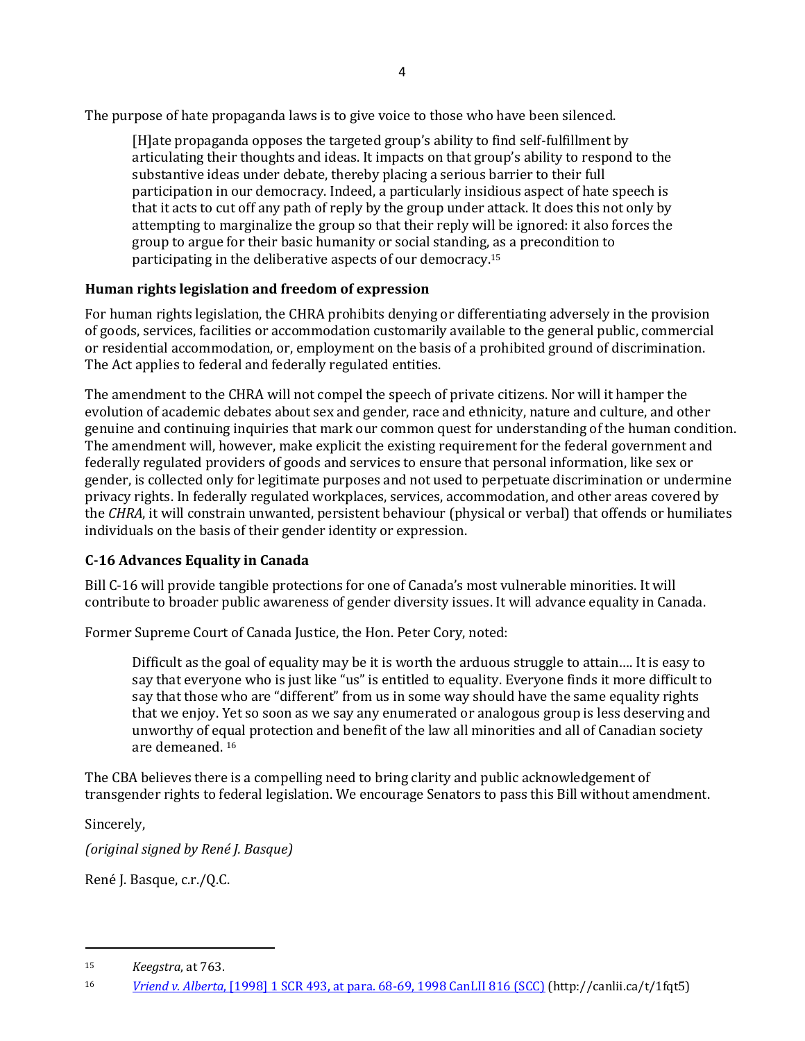The purpose of hate propaganda laws is to give voice to those who have been silenced.

> [H]ate propaganda opposes the targeted group's ability to find self-fulfillment by articulating their thoughts and ideas. It impacts on that group's ability to respond to the substantive ideas under debate, thereby placing a serious barrier to their full participation in our democracy. Indeed, a particularly insidious aspect of hate speech is that it acts to cut off any path of reply by the group under attack. It does this not only by attempting to marginalize the group so that their reply will be ignored: it also forces the group to argue for their basic humanity or social standing, as a precondition to participating in the deliberative aspects of our democracy.[15]

### Human rights legislation and freedom of expression

For human rights legislation, the CHRA prohibits denying or differentiating adversely in the provision of goods, services, facilities or accommodation customarily available to the general public, commercial or residential accommodation, or, employment on the basis of a prohibited ground of discrimination. The Act applies to federal and federally regulated entities.

The amendment to the CHRA will not compel the speech of private citizens. Nor will it hamper the evolution of academic debates about sex and gender, race and ethnicity, nature and culture, and other genuine and continuing inquiries that mark our common quest for understanding of the human condition. The amendment will, however, make explicit the existing requirement for the federal government and federally regulated providers of goods and services to ensure that personal information, like sex or gender, is collected only for legitimate purposes and not used to perpetuate discrimination or undermine privacy rights. In federally regulated workplaces, services, accommodation, and other areas covered by the *CHRA*, it will constrain unwanted, persistent behaviour (physical or verbal) that offends or humiliates individuals on the basis of their gender identity or expression.

### C-16 Advances Equality in Canada

Bill C-16 will provide tangible protections for one of Canada's most vulnerable minorities. It will contribute to broader public awareness of gender diversity issues. It will advance equality in Canada.

Former Supreme Court of Canada Justice, the Hon. Peter Cory, noted:

> Difficult as the goal of equality may be it is worth the arduous struggle to attain.... It is easy to say that everyone who is just like "us" is entitled to equality. Everyone finds it more difficult to say that those who are "different" from us in some way should have the same equality rights that we enjoy. Yet so soon as we say any enumerated or analogous group is less deserving and unworthy of equal protection and benefit of the law all minorities and all of Canadian society are demeaned. [16]

The CBA believes there is a compelling need to bring clarity and public acknowledgement of transgender rights to federal legislation. We encourage Senators to pass this Bill without amendment.

Sincerely,

*(original signed by René J. Basque)*

René J. Basque, c.r./Q.C.

---

[15] *Keegstra*, at 763.

[16] *Vriend v. Alberta*, [1998] 1 SCR 493, at para. 68-69, 1998 CanLII 816 (SCC) (http://canlii.ca/t/1fqt5)